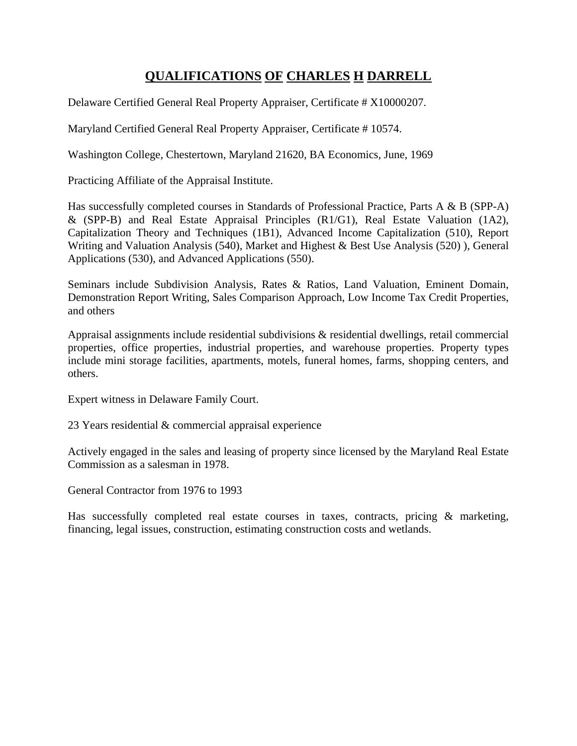# QUALIFICATIONS OF CHARLES H DARRELL

Delaware Certified General Real Property Appraiser, Certificate # X10000207.

Maryland Certified General Real Property Appraiser, Certificate # 10574.

Washington College, Chestertown, Maryland 21620, BA Economics, June, 1969

Practicing Affiliate of the Appraisal Institute.

Has successfully completed courses in Standards of Professional Practice, Parts A & B (SPP-A) & (SPP-B) and Real Estate Appraisal Principles (R1/G1), Real Estate Valuation (1A2), Capitalization Theory and Techniques (1B1), Advanced Income Capitalization (510), Report Writing and Valuation Analysis (540), Market and Highest & Best Use Analysis (520) ), General Applications (530), and Advanced Applications (550).

Seminars include Subdivision Analysis, Rates & Ratios, Land Valuation, Eminent Domain, Demonstration Report Writing, Sales Comparison Approach, Low Income Tax Credit Properties, and others

Appraisal assignments include residential subdivisions & residential dwellings, retail commercial properties, office properties, industrial properties, and warehouse properties. Property types include mini storage facilities, apartments, motels, funeral homes, farms, shopping centers, and others.

Expert witness in Delaware Family Court.

23 Years residential & commercial appraisal experience

Actively engaged in the sales and leasing of property since licensed by the Maryland Real Estate Commission as a salesman in 1978.

General Contractor from 1976 to 1993

Has successfully completed real estate courses in taxes, contracts, pricing & marketing, financing, legal issues, construction, estimating construction costs and wetlands.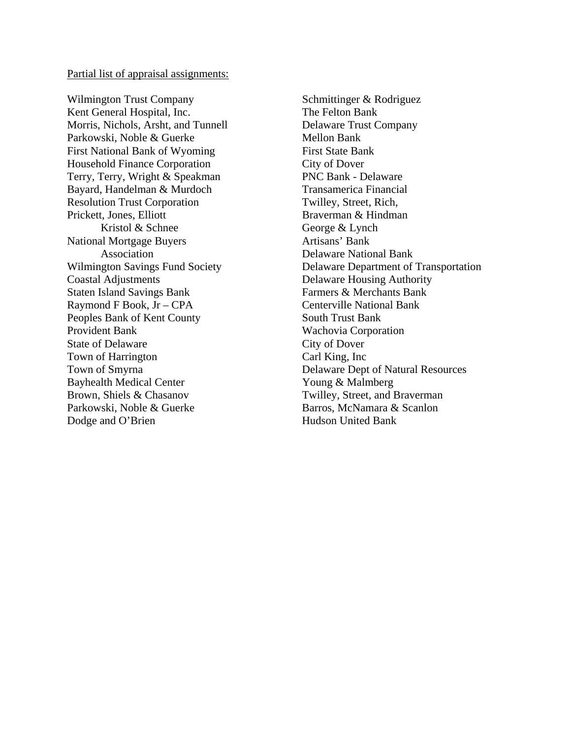Partial list of appraisal assignments:

Wilmington Trust Company
Kent General Hospital, Inc.
Morris, Nichols, Arsht, and Tunnell
Parkowski, Noble & Guerke
First National Bank of Wyoming
Household Finance Corporation
Terry, Terry, Wright & Speakman
Bayard, Handelman & Murdoch
Resolution Trust Corporation
Prickett, Jones, Elliott
Kristol & Schnee
National Mortgage Buyers
Association
Wilmington Savings Fund Society
Coastal Adjustments
Staten Island Savings Bank
Raymond F Book, Jr – CPA
Peoples Bank of Kent County
Provident Bank
State of Delaware
Town of Harrington
Town of Smyrna
Bayhealth Medical Center
Brown, Shiels & Chasanov
Parkowski, Noble & Guerke
Dodge and O'Brien

Schmittinger & Rodriguez
The Felton Bank
Delaware Trust Company
Mellon Bank
First State Bank
City of Dover
PNC Bank - Delaware
Transamerica Financial
Twilley, Street, Rich,
Braverman & Hindman
George & Lynch
Artisans' Bank
Delaware National Bank
Delaware Department of Transportation
Delaware Housing Authority
Farmers & Merchants Bank
Centerville National Bank
South Trust Bank
Wachovia Corporation
City of Dover
Carl King, Inc
Delaware Dept of Natural Resources
Young & Malmberg
Twilley, Street, and Braverman
Barros, McNamara & Scanlon
Hudson United Bank